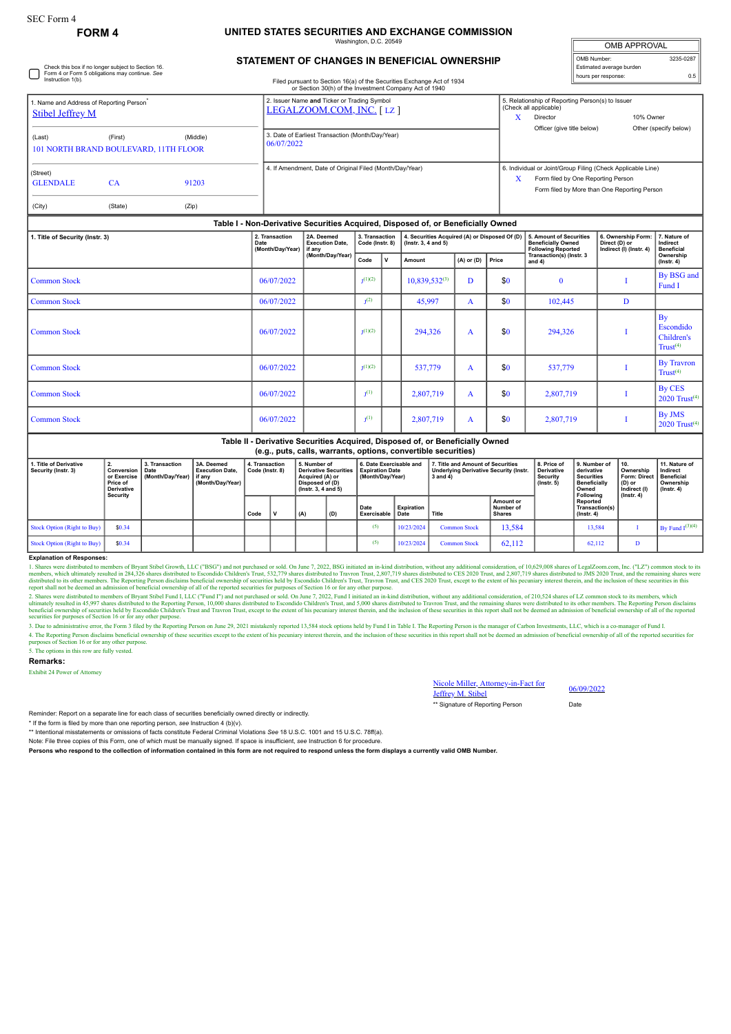SEC Form 4

**FORM 4**

# UNITED STATES SECURITIES AND EXCHANGE COMMISSION

Washington, D.C. 20549

## STATEMENT OF CHANGES IN BENEFICIAL OWNERSHIP

Filed pursuant to Section 16(a) of the Securities Exchange Act of 1934 or Section 30(h) of the Investment Company Act of 1940

| OMB APPROVAL | |
|---|---|
| OMB Number: | 3235-0287 |
| Estimated average burden | |
| hours per response: | 0.5 |

☐ Check this box if no longer subject to Section 16. Form 4 or Form 5 obligations may continue. *See* Instruction 1(b).

1. Name and Address of Reporting Person*
Stibel Jeffrey M

(Last) (First) (Middle)
101 NORTH BRAND BOULEVARD, 11TH FLOOR

(Street)
GLENDALE CA 91203

(City) (State) (Zip)

2. Issuer Name and Ticker or Trading Symbol
LEGALZOOM.COM, INC. [ LZ ]

3. Date of Earliest Transaction (Month/Day/Year)
06/07/2022

4. If Amendment, Date of Original Filed (Month/Day/Year)

5. Relationship of Reporting Person(s) to Issuer (Check all applicable)
X Director
10% Owner
Officer (give title below)
Other (specify below)

6. Individual or Joint/Group Filing (Check Applicable Line)
X Form filed by One Reporting Person
Form filed by More than One Reporting Person

### Table I - Non-Derivative Securities Acquired, Disposed of, or Beneficially Owned

| 1. Title of Security (Instr. 3) | 2. Transaction Date (Month/Day/Year) | 2A. Deemed Execution Date, if any (Month/Day/Year) | 3. Transaction Code (Instr. 8) | | 4. Securities Acquired (A) or Disposed Of (D) (Instr. 3, 4 and 5) | | | 5. Amount of Securities Beneficially Owned Following Reported Transaction(s) (Instr. 3 and 4) | 6. Ownership Form: Direct (D) or Indirect (I) (Instr. 4) | 7. Nature of Indirect Beneficial Ownership (Instr. 4) |
|---|---|---|---|---|---|---|---|---|---|---|
| | | | Code | V | Amount | (A) or (D) | Price | | | |
| Common Stock | 06/07/2022 | | J[1][2] | | 10,839,532[3] | D | $0 | 0 | I | By BSG and Fund I |
| Common Stock | 06/07/2022 | | J[2] | | 45,997 | A | $0 | 102,445 | D | |
| Common Stock | 06/07/2022 | | J[1][2] | | 294,326 | A | $0 | 294,326 | I | By Escondido Children's Trust[4] |
| Common Stock | 06/07/2022 | | J[1][2] | | 537,779 | A | $0 | 537,779 | I | By Travron Trust[4] |
| Common Stock | 06/07/2022 | | J[1] | | 2,807,719 | A | $0 | 2,807,719 | I | By CES 2020 Trust[4] |
| Common Stock | 06/07/2022 | | J[1] | | 2,807,719 | A | $0 | 2,807,719 | I | By JMS 2020 Trust[4] |

### Table II - Derivative Securities Acquired, Disposed of, or Beneficially Owned (e.g., puts, calls, warrants, options, convertible securities)

| 1. Title of Derivative Security (Instr. 3) | 2. Conversion or Exercise Price of Derivative Security | 3. Transaction Date (Month/Day/Year) | 3A. Deemed Execution Date, if any (Month/Day/Year) | 4. Transaction Code (Instr. 8) | | 5. Number of Derivative Securities Acquired (A) or Disposed of (D) (Instr. 3, 4 and 5) | | 6. Date Exercisable and Expiration Date (Month/Day/Year) | | 7. Title and Amount of Securities Underlying Derivative Security (Instr. 3 and 4) | | 8. Price of Derivative Security (Instr. 5) | 9. Number of derivative Securities Beneficially Owned Following Reported Transaction(s) (Instr. 4) | 10. Ownership Form: Direct (D) or Indirect (I) (Instr. 4) | 11. Nature of Indirect Beneficial Ownership (Instr. 4) |
|---|---|---|---|---|---|---|---|---|---|---|---|---|---|---|---|
| | | | | Code | V | (A) | (D) | Date Exercisable | Expiration Date | Title | Amount or Number of Shares | | | | |
| Stock Option (Right to Buy) | $0.34 | | | | | | | (5) | 10/23/2024 | Common Stock | 13,584 | | 13,584 | I | By Fund I[3][4] |
| Stock Option (Right to Buy) | $0.34 | | | | | | | (5) | 10/23/2024 | Common Stock | 62,112 | | 62,112 | D | |

**Explanation of Responses:**

1. Shares were distributed to members of Bryant Stibel Growth, LLC ("BSG") and not purchased or sold. On June 7, 2022, BSG initiated an in-kind distribution, without any additional consideration, of 10,629,008 shares of LegalZoom.com, Inc. ("LZ") common stock to its members, which ultimately resulted in 284,326 shares distributed to Escondido Children's Trust, 532,779 shares distributed to Travron Trust, 2,807,719 shares distributed to CES 2020 Trust, and 2,807,719 shares distributed to JMS 2020 Trust, and the remaining shares were distributed to its other members. The Reporting Person disclaims beneficial ownership of securities held by Escondido Children's Trust, Travron Trust, and CES 2020 Trust, except to the extent of his pecuniary interest therein, and the inclusion of these securities in this report shall not be deemed an admission of beneficial ownership of all of the reported securities for purposes of Section 16 or for any other purpose.

2. Shares were distributed to members of Bryant Stibel Fund I, LLC ("Fund I") and not purchased or sold. On June 7, 2022, Fund I initiated an in-kind distribution, without any additional consideration, of 210,524 shares of LZ common stock to its members, which ultimately resulted in 45,997 shares distributed to the Reporting Person, 10,000 shares distributed to Escondido Children's Trust, and 5,000 shares distributed to Travron Trust, and the remaining shares were distributed to its other members. The Reporting Person disclaims beneficial ownership of securities held by Escondido Children's Trust and Travron Trust, except to the extent of his pecuniary interest therein, and the inclusion of these securities in this report shall not be deemed an admission of beneficial ownership of all of the reported securities for purposes of Section 16 or for any other purpose.

3. Due to administrative error, the Form 3 filed by the Reporting Person on June 29, 2021 mistakenly reported 13,584 stock options held by Fund I in Table I. The Reporting Person is the manager of Carbon Investments, LLC, which is a co-manager of Fund I.

4. The Reporting Person disclaims beneficial ownership of these securities except to the extent of his pecuniary interest therein, and the inclusion of these securities in this report shall not be deemed an admission of beneficial ownership of all of the reported securities for purposes of Section 16 or for any other purpose.

5. The options in this row are fully vested.

**Remarks:**

Exhibit 24 Power of Attorney

Nicole Miller, Attorney-in-Fact for Jeffrey M. Stibel — 06/09/2022

** Signature of Reporting Person — Date

Reminder: Report on a separate line for each class of securities beneficially owned directly or indirectly.

* If the form is filed by more than one reporting person, *see* Instruction 4 (b)(v).

** Intentional misstatements or omissions of facts constitute Federal Criminal Violations *See* 18 U.S.C. 1001 and 15 U.S.C. 78ff(a).

Note: File three copies of this Form, one of which must be manually signed. If space is insufficient, *see* Instruction 6 for procedure.

**Persons who respond to the collection of information contained in this form are not required to respond unless the form displays a currently valid OMB Number.**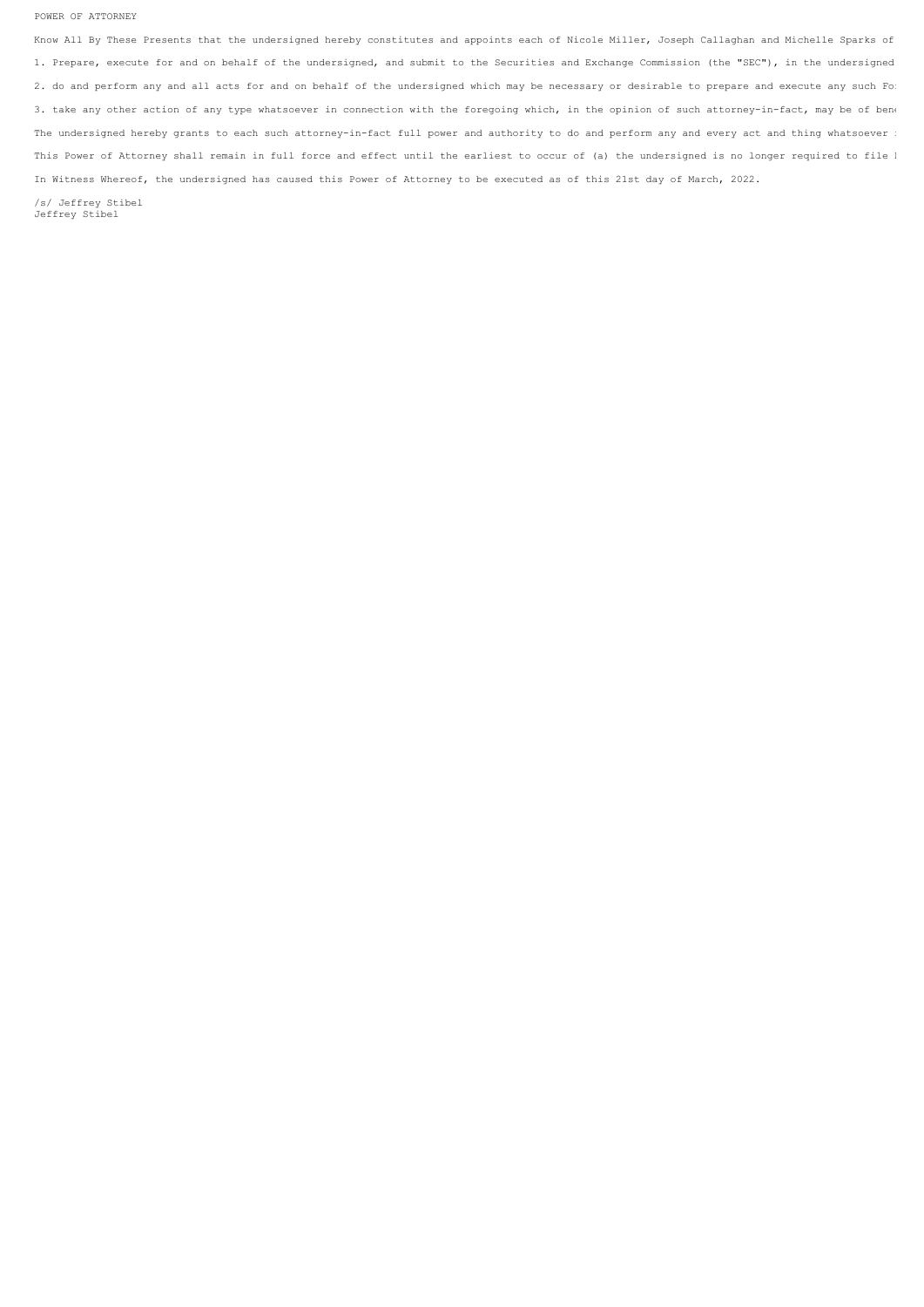POWER OF ATTORNEY

Know All By These Presents that the undersigned hereby constitutes and appoints each of Nicole Miller, Joseph Callaghan and Michelle Sparks of

1. Prepare, execute for and on behalf of the undersigned, and submit to the Securities and Exchange Commission (the "SEC"), in the undersigned

2. do and perform any and all acts for and on behalf of the undersigned which may be necessary or desirable to prepare and execute any such Fo

3. take any other action of any type whatsoever in connection with the foregoing which, in the opinion of such attorney-in-fact, may be of ben

The undersigned hereby grants to each such attorney-in-fact full power and authority to do and perform any and every act and thing whatsoever

This Power of Attorney shall remain in full force and effect until the earliest to occur of (a) the undersigned is no longer required to file

In Witness Whereof, the undersigned has caused this Power of Attorney to be executed as of this 21st day of March, 2022.

/s/ Jeffrey Stibel
Jeffrey Stibel